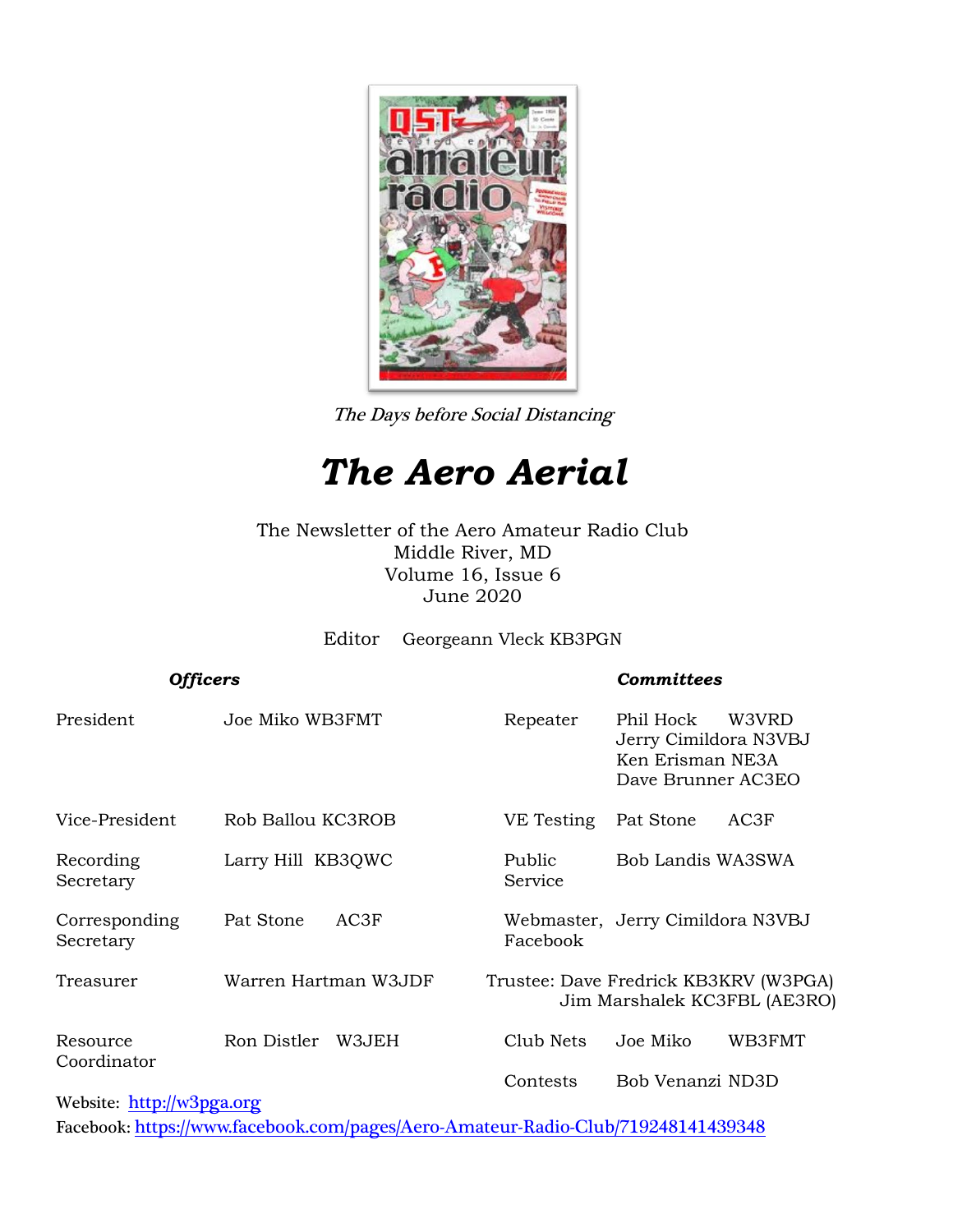*The Days before Social Distancing*

# *The Aero Aerial*

The Newsletter of the Aero Amateur Radio Club
Middle River, MD
Volume 16, Issue 6
June 2020

Editor Georgeann Vleck KB3PGN

| ***Officers*** | | ***Committees*** | |
|---|---|---|---|
| President | Joe Miko WB3FMT | Repeater | Phil Hock W3VRD<br>Jerry Cimildora N3VBJ<br>Ken Erisman NE3A<br>Dave Brunner AC3EO |
| Vice-President | Rob Ballou KC3ROB | VE Testing | Pat Stone AC3F |
| Recording Secretary | Larry Hill KB3QWC | Public Service | Bob Landis WA3SWA |
| Corresponding Secretary | Pat Stone AC3F | Webmaster, Facebook | Jerry Cimildora N3VBJ |
| Treasurer | Warren Hartman W3JDF | Trustee: | Dave Fredrick KB3KRV (W3PGA)<br>Jim Marshalek KC3FBL (AE3RO) |
| Resource Coordinator | Ron Distler W3JEH | Club Nets | Joe Miko WB3FMT |
| | | Contests | Bob Venanzi ND3D |

Website: http://w3pga.org
Facebook: https://www.facebook.com/pages/Aero-Amateur-Radio-Club/719248141439348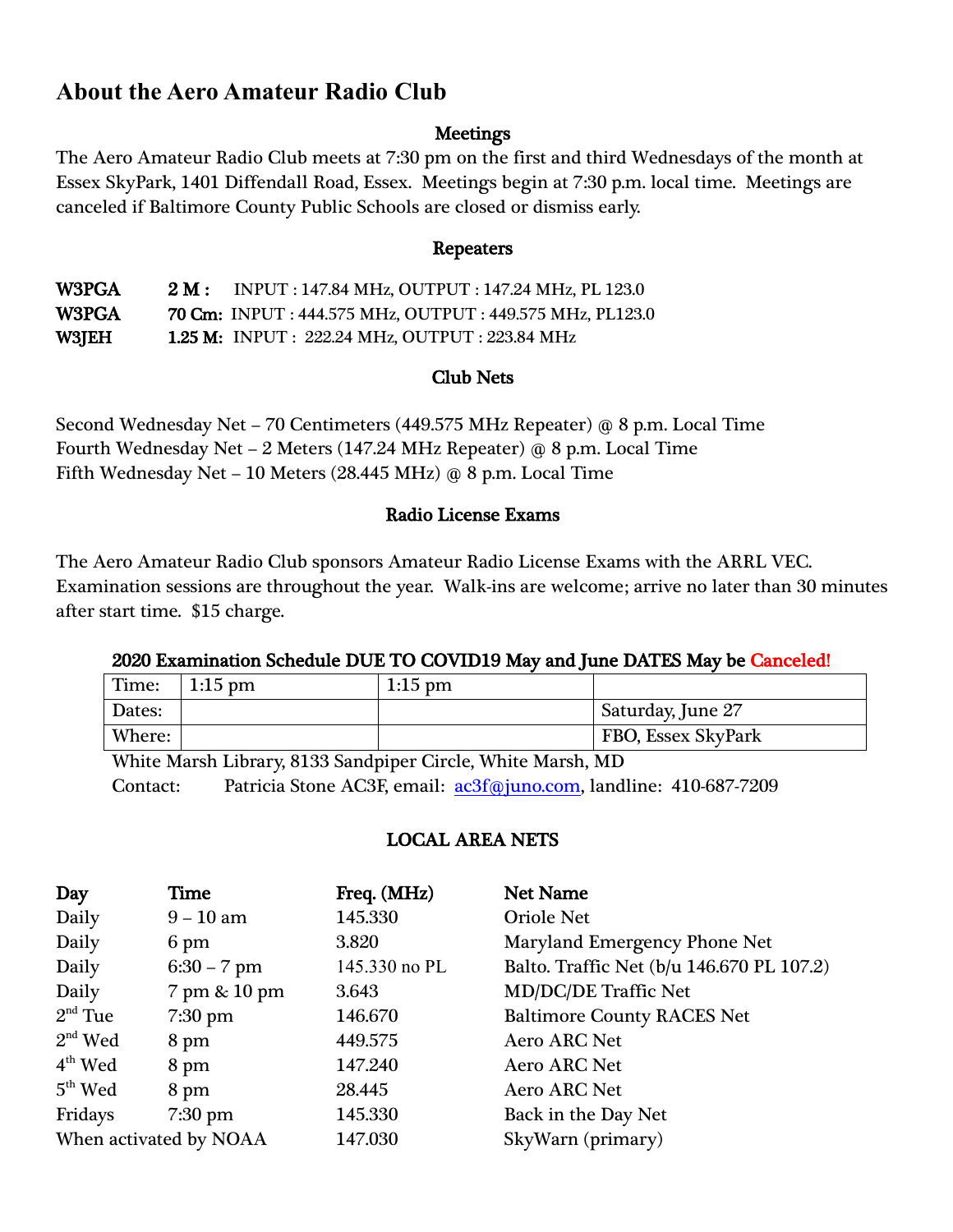# About the Aero Amateur Radio Club

## Meetings

The Aero Amateur Radio Club meets at 7:30 pm on the first and third Wednesdays of the month at Essex SkyPark, 1401 Diffendall Road, Essex. Meetings begin at 7:30 p.m. local time. Meetings are canceled if Baltimore County Public Schools are closed or dismiss early.

## Repeaters

**W3PGA** **2 M :** INPUT : 147.84 MHz, OUTPUT : 147.24 MHz, PL 123.0
**W3PGA** **70 Cm:** INPUT : 444.575 MHz, OUTPUT : 449.575 MHz, PL123.0
**W3JEH** **1.25 M:** INPUT : 222.24 MHz, OUTPUT : 223.84 MHz

## Club Nets

Second Wednesday Net – 70 Centimeters (449.575 MHz Repeater) @ 8 p.m. Local Time
Fourth Wednesday Net – 2 Meters (147.24 MHz Repeater) @ 8 p.m. Local Time
Fifth Wednesday Net – 10 Meters (28.445 MHz) @ 8 p.m. Local Time

## Radio License Exams

The Aero Amateur Radio Club sponsors Amateur Radio License Exams with the ARRL VEC. Examination sessions are throughout the year. Walk-ins are welcome; arrive no later than 30 minutes after start time. $15 charge.

**2020 Examination Schedule DUE TO COVID19 May and June DATES May be Canceled!**

| Time: | 1:15 pm | 1:15 pm | |
|---|---|---|---|
| Dates: | | | Saturday, June 27 |
| Where: | | | FBO, Essex SkyPark |

White Marsh Library, 8133 Sandpiper Circle, White Marsh, MD
Contact: Patricia Stone AC3F, email: ac3f@juno.com, landline: 410-687-7209

## LOCAL AREA NETS

| Day | Time | Freq. (MHz) | Net Name |
|---|---|---|---|
| Daily | 9 – 10 am | 145.330 | Oriole Net |
| Daily | 6 pm | 3.820 | Maryland Emergency Phone Net |
| Daily | 6:30 – 7 pm | 145.330 no PL | Balto. Traffic Net (b/u 146.670 PL 107.2) |
| Daily | 7 pm & 10 pm | 3.643 | MD/DC/DE Traffic Net |
| 2nd Tue | 7:30 pm | 146.670 | Baltimore County RACES Net |
| 2nd Wed | 8 pm | 449.575 | Aero ARC Net |
| 4th Wed | 8 pm | 147.240 | Aero ARC Net |
| 5th Wed | 8 pm | 28.445 | Aero ARC Net |
| Fridays | 7:30 pm | 145.330 | Back in the Day Net |
| When activated by NOAA | | 147.030 | SkyWarn (primary) |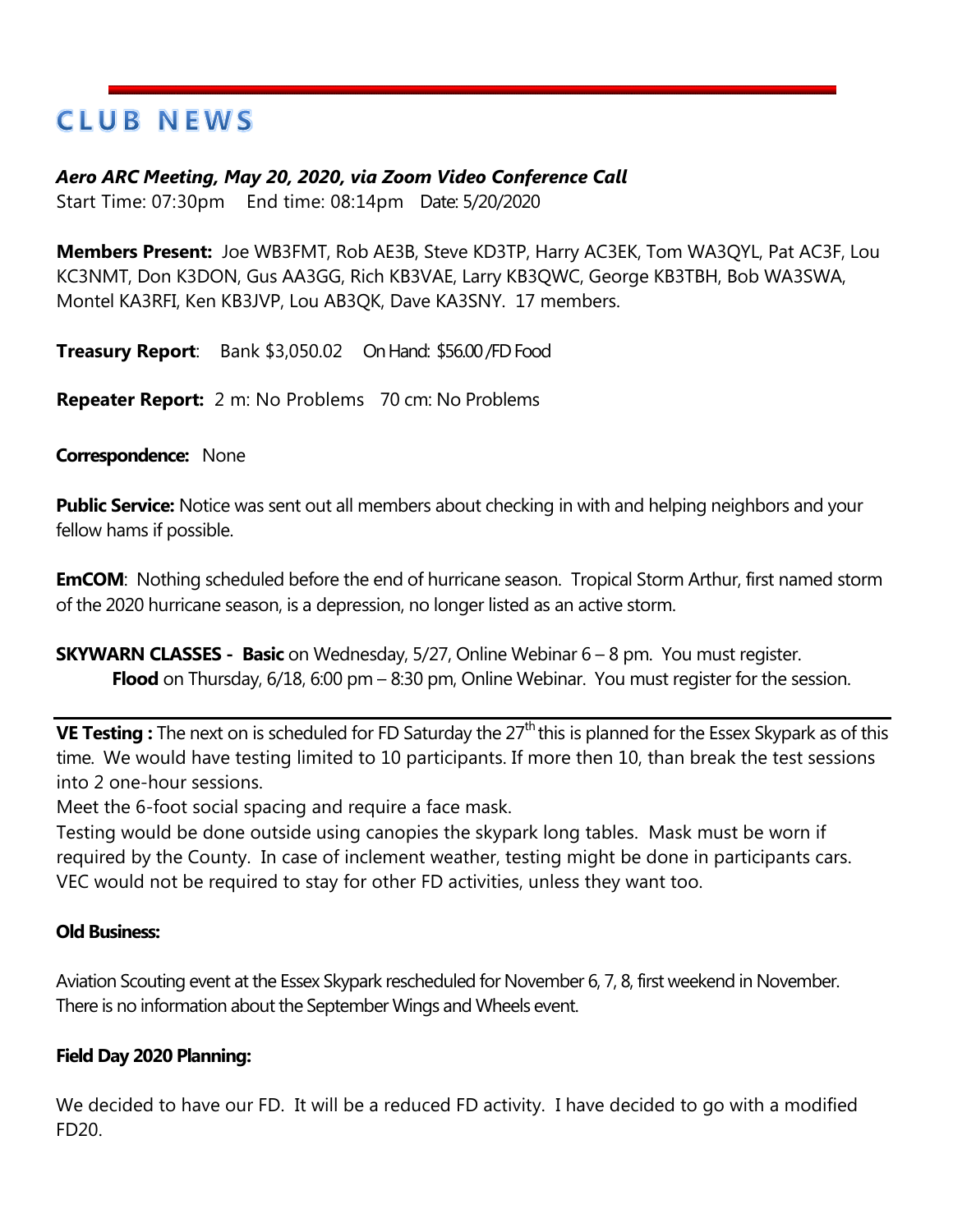# CLUB NEWS

***Aero ARC Meeting, May 20, 2020, via Zoom Video Conference Call***

Start Time: 07:30pm End time: 08:14pm Date: 5/20/2020

**Members Present:** Joe WB3FMT, Rob AE3B, Steve KD3TP, Harry AC3EK, Tom WA3QYL, Pat AC3F, Lou KC3NMT, Don K3DON, Gus AA3GG, Rich KB3VAE, Larry KB3QWC, George KB3TBH, Bob WA3SWA, Montel KA3RFI, Ken KB3JVP, Lou AB3QK, Dave KA3SNY. 17 members.

**Treasury Report**: Bank $3,050.02 On Hand: $56.00 /FD Food

**Repeater Report:** 2 m: No Problems 70 cm: No Problems

**Correspondence:** None

**Public Service:** Notice was sent out all members about checking in with and helping neighbors and your fellow hams if possible.

**EmCOM**: Nothing scheduled before the end of hurricane season. Tropical Storm Arthur, first named storm of the 2020 hurricane season, is a depression, no longer listed as an active storm.

**SKYWARN CLASSES - Basic** on Wednesday, 5/27, Online Webinar 6 – 8 pm. You must register.
**Flood** on Thursday, 6/18, 6:00 pm – 8:30 pm, Online Webinar. You must register for the session.

---

**VE Testing :** The next on is scheduled for FD Saturday the 27th this is planned for the Essex Skypark as of this time. We would have testing limited to 10 participants. If more then 10, than break the test sessions into 2 one-hour sessions.

Meet the 6-foot social spacing and require a face mask.

Testing would be done outside using canopies the skypark long tables. Mask must be worn if required by the County. In case of inclement weather, testing might be done in participants cars. VEC would not be required to stay for other FD activities, unless they want too.

**Old Business:**

Aviation Scouting event at the Essex Skypark rescheduled for November 6, 7, 8, first weekend in November. There is no information about the September Wings and Wheels event.

**Field Day 2020 Planning:**

We decided to have our FD. It will be a reduced FD activity. I have decided to go with a modified FD20.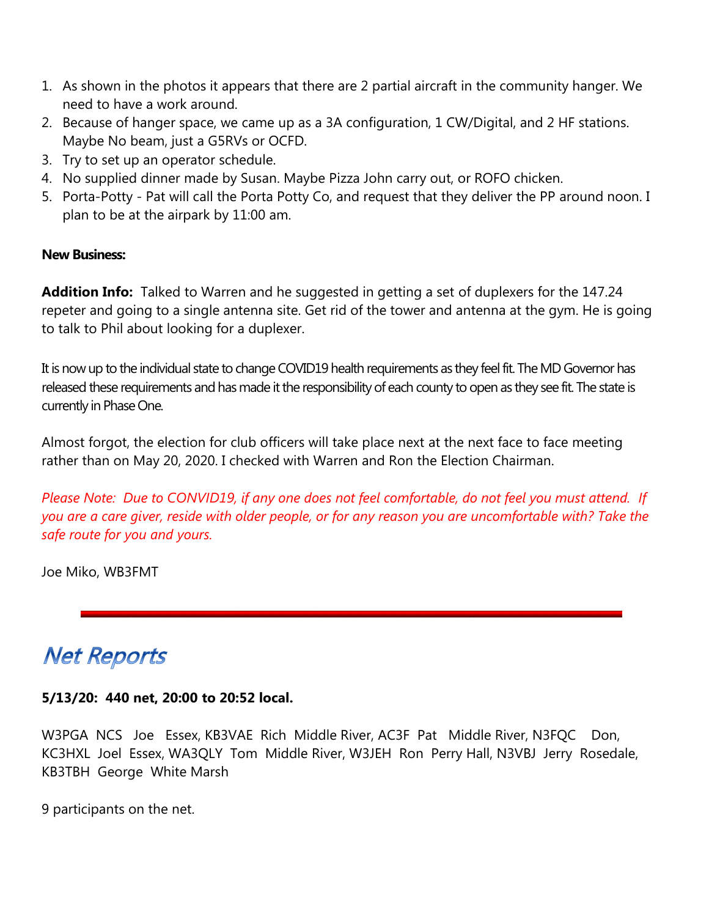1. As shown in the photos it appears that there are 2 partial aircraft in the community hanger. We need to have a work around.
2. Because of hanger space, we came up as a 3A configuration, 1 CW/Digital, and 2 HF stations. Maybe No beam, just a G5RVs or OCFD.
3. Try to set up an operator schedule.
4. No supplied dinner made by Susan. Maybe Pizza John carry out, or ROFO chicken.
5. Porta-Potty - Pat will call the Porta Potty Co, and request that they deliver the PP around noon. I plan to be at the airpark by 11:00 am.

**New Business:**

**Addition Info:** Talked to Warren and he suggested in getting a set of duplexers for the 147.24 repeter and going to a single antenna site. Get rid of the tower and antenna at the gym. He is going to talk to Phil about looking for a duplexer.

It is now up to the individual state to change COVID19 health requirements as they feel fit. The MD Governor has released these requirements and has made it the responsibility of each county to open as they see fit. The state is currently in Phase One.

Almost forgot, the election for club officers will take place next at the next face to face meeting rather than on May 20, 2020. I checked with Warren and Ron the Election Chairman.

*Please Note: Due to CONVID19, if any one does not feel comfortable, do not feel you must attend. If you are a care giver, reside with older people, or for any reason you are uncomfortable with? Take the safe route for you and yours.*

Joe Miko, WB3FMT

---

## Net Reports

**5/13/20: 440 net, 20:00 to 20:52 local.**

W3PGA NCS Joe Essex, KB3VAE Rich Middle River, AC3F Pat Middle River, N3FQC Don, KC3HXL Joel Essex, WA3QLY Tom Middle River, W3JEH Ron Perry Hall, N3VBJ Jerry Rosedale, KB3TBH George White Marsh

9 participants on the net.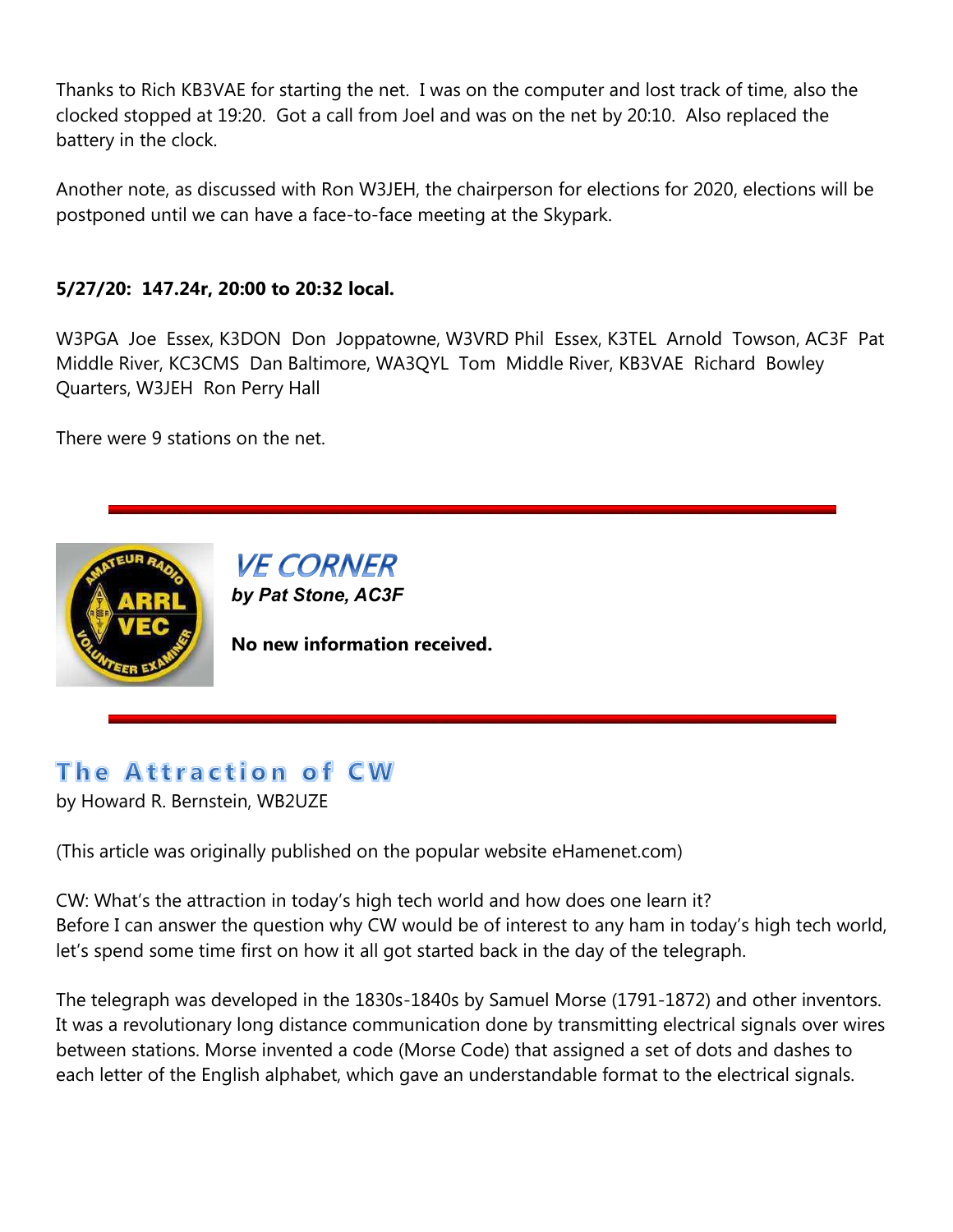Thanks to Rich KB3VAE for starting the net. I was on the computer and lost track of time, also the clocked stopped at 19:20. Got a call from Joel and was on the net by 20:10. Also replaced the battery in the clock.

Another note, as discussed with Ron W3JEH, the chairperson for elections for 2020, elections will be postponed until we can have a face-to-face meeting at the Skypark.

**5/27/20: 147.24r, 20:00 to 20:32 local.**

W3PGA Joe Essex, K3DON Don Joppatowne, W3VRD Phil Essex, K3TEL Arnold Towson, AC3F Pat Middle River, KC3CMS Dan Baltimore, WA3QYL Tom Middle River, KB3VAE Richard Bowley Quarters, W3JEH Ron Perry Hall

There were 9 stations on the net.

## VE CORNER

***by Pat Stone, AC3F***

**No new information received.**

## The Attraction of CW

by Howard R. Bernstein, WB2UZE

(This article was originally published on the popular website eHamenet.com)

CW: What's the attraction in today's high tech world and how does one learn it?
Before I can answer the question why CW would be of interest to any ham in today's high tech world, let's spend some time first on how it all got started back in the day of the telegraph.

The telegraph was developed in the 1830s-1840s by Samuel Morse (1791-1872) and other inventors. It was a revolutionary long distance communication done by transmitting electrical signals over wires between stations. Morse invented a code (Morse Code) that assigned a set of dots and dashes to each letter of the English alphabet, which gave an understandable format to the electrical signals.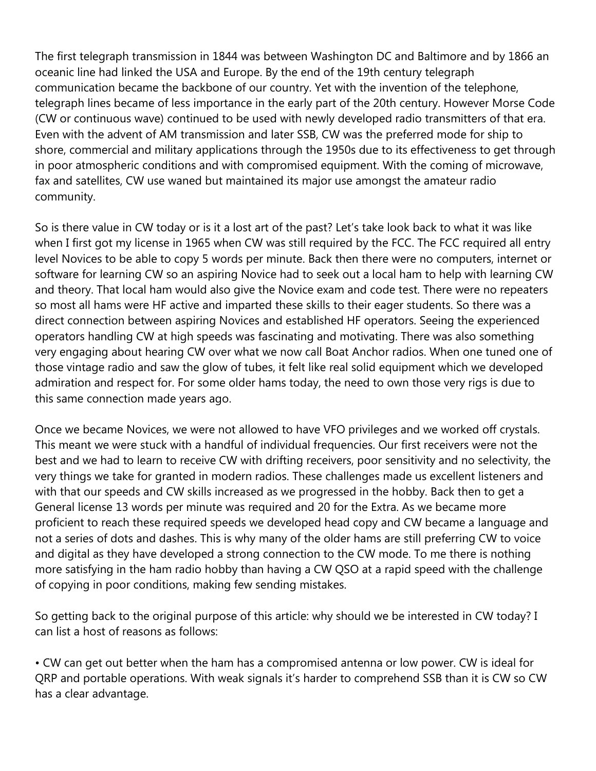The first telegraph transmission in 1844 was between Washington DC and Baltimore and by 1866 an oceanic line had linked the USA and Europe. By the end of the 19th century telegraph communication became the backbone of our country. Yet with the invention of the telephone, telegraph lines became of less importance in the early part of the 20th century. However Morse Code (CW or continuous wave) continued to be used with newly developed radio transmitters of that era. Even with the advent of AM transmission and later SSB, CW was the preferred mode for ship to shore, commercial and military applications through the 1950s due to its effectiveness to get through in poor atmospheric conditions and with compromised equipment. With the coming of microwave, fax and satellites, CW use waned but maintained its major use amongst the amateur radio community.

So is there value in CW today or is it a lost art of the past? Let's take look back to what it was like when I first got my license in 1965 when CW was still required by the FCC. The FCC required all entry level Novices to be able to copy 5 words per minute. Back then there were no computers, internet or software for learning CW so an aspiring Novice had to seek out a local ham to help with learning CW and theory. That local ham would also give the Novice exam and code test. There were no repeaters so most all hams were HF active and imparted these skills to their eager students. So there was a direct connection between aspiring Novices and established HF operators. Seeing the experienced operators handling CW at high speeds was fascinating and motivating. There was also something very engaging about hearing CW over what we now call Boat Anchor radios. When one tuned one of those vintage radio and saw the glow of tubes, it felt like real solid equipment which we developed admiration and respect for. For some older hams today, the need to own those very rigs is due to this same connection made years ago.

Once we became Novices, we were not allowed to have VFO privileges and we worked off crystals. This meant we were stuck with a handful of individual frequencies. Our first receivers were not the best and we had to learn to receive CW with drifting receivers, poor sensitivity and no selectivity, the very things we take for granted in modern radios. These challenges made us excellent listeners and with that our speeds and CW skills increased as we progressed in the hobby. Back then to get a General license 13 words per minute was required and 20 for the Extra. As we became more proficient to reach these required speeds we developed head copy and CW became a language and not a series of dots and dashes. This is why many of the older hams are still preferring CW to voice and digital as they have developed a strong connection to the CW mode. To me there is nothing more satisfying in the ham radio hobby than having a CW QSO at a rapid speed with the challenge of copying in poor conditions, making few sending mistakes.

So getting back to the original purpose of this article: why should we be interested in CW today? I can list a host of reasons as follows:

- CW can get out better when the ham has a compromised antenna or low power. CW is ideal for QRP and portable operations. With weak signals it's harder to comprehend SSB than it is CW so CW has a clear advantage.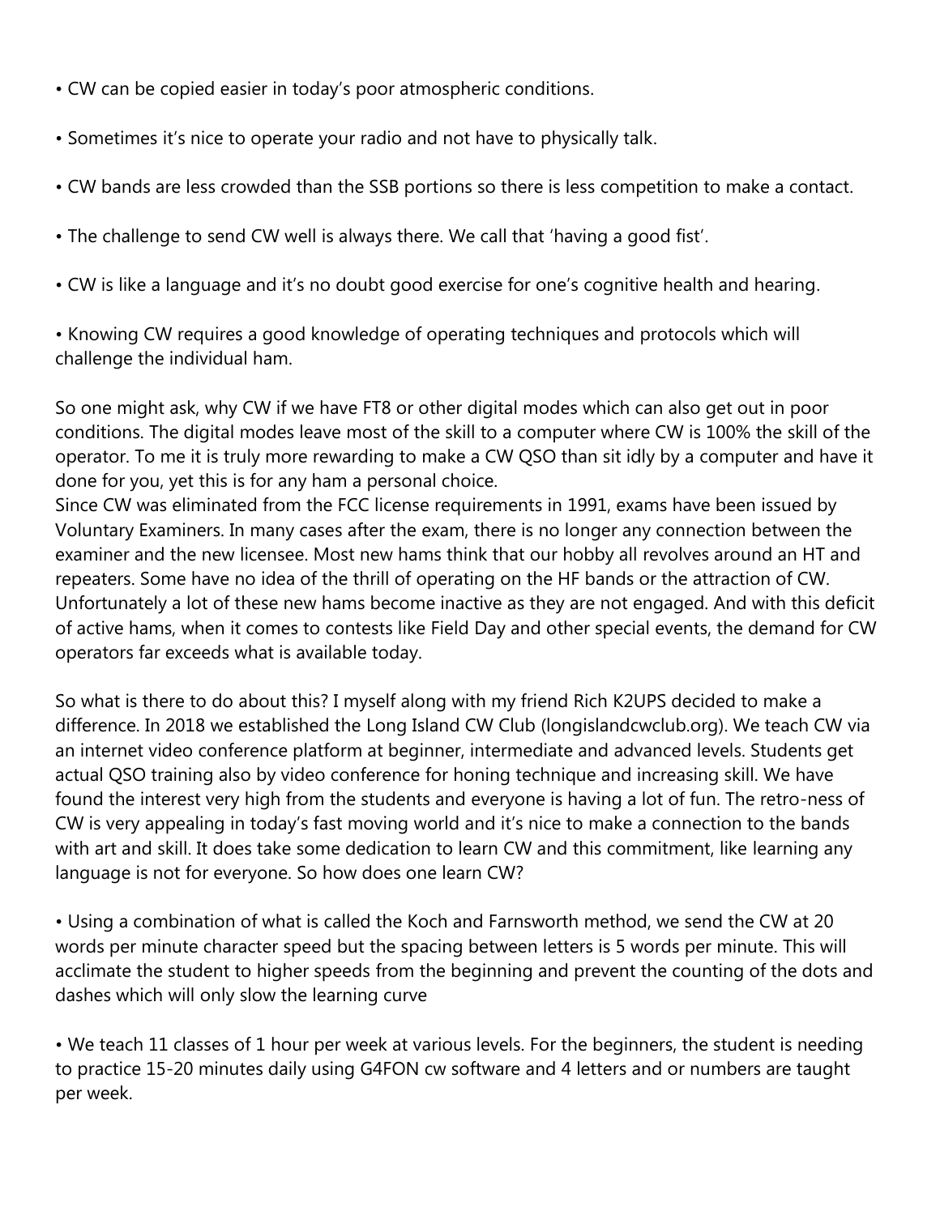- CW can be copied easier in today's poor atmospheric conditions.
- Sometimes it's nice to operate your radio and not have to physically talk.
- CW bands are less crowded than the SSB portions so there is less competition to make a contact.
- The challenge to send CW well is always there. We call that 'having a good fist'.
- CW is like a language and it's no doubt good exercise for one's cognitive health and hearing.
- Knowing CW requires a good knowledge of operating techniques and protocols which will challenge the individual ham.

So one might ask, why CW if we have FT8 or other digital modes which can also get out in poor conditions. The digital modes leave most of the skill to a computer where CW is 100% the skill of the operator. To me it is truly more rewarding to make a CW QSO than sit idly by a computer and have it done for you, yet this is for any ham a personal choice.
Since CW was eliminated from the FCC license requirements in 1991, exams have been issued by Voluntary Examiners. In many cases after the exam, there is no longer any connection between the examiner and the new licensee. Most new hams think that our hobby all revolves around an HT and repeaters. Some have no idea of the thrill of operating on the HF bands or the attraction of CW. Unfortunately a lot of these new hams become inactive as they are not engaged. And with this deficit of active hams, when it comes to contests like Field Day and other special events, the demand for CW operators far exceeds what is available today.

So what is there to do about this? I myself along with my friend Rich K2UPS decided to make a difference. In 2018 we established the Long Island CW Club (longislandcwclub.org). We teach CW via an internet video conference platform at beginner, intermediate and advanced levels. Students get actual QSO training also by video conference for honing technique and increasing skill. We have found the interest very high from the students and everyone is having a lot of fun. The retro-ness of CW is very appealing in today's fast moving world and it's nice to make a connection to the bands with art and skill. It does take some dedication to learn CW and this commitment, like learning any language is not for everyone. So how does one learn CW?

- Using a combination of what is called the Koch and Farnsworth method, we send the CW at 20 words per minute character speed but the spacing between letters is 5 words per minute. This will acclimate the student to higher speeds from the beginning and prevent the counting of the dots and dashes which will only slow the learning curve

- We teach 11 classes of 1 hour per week at various levels. For the beginners, the student is needing to practice 15-20 minutes daily using G4FON cw software and 4 letters and or numbers are taught per week.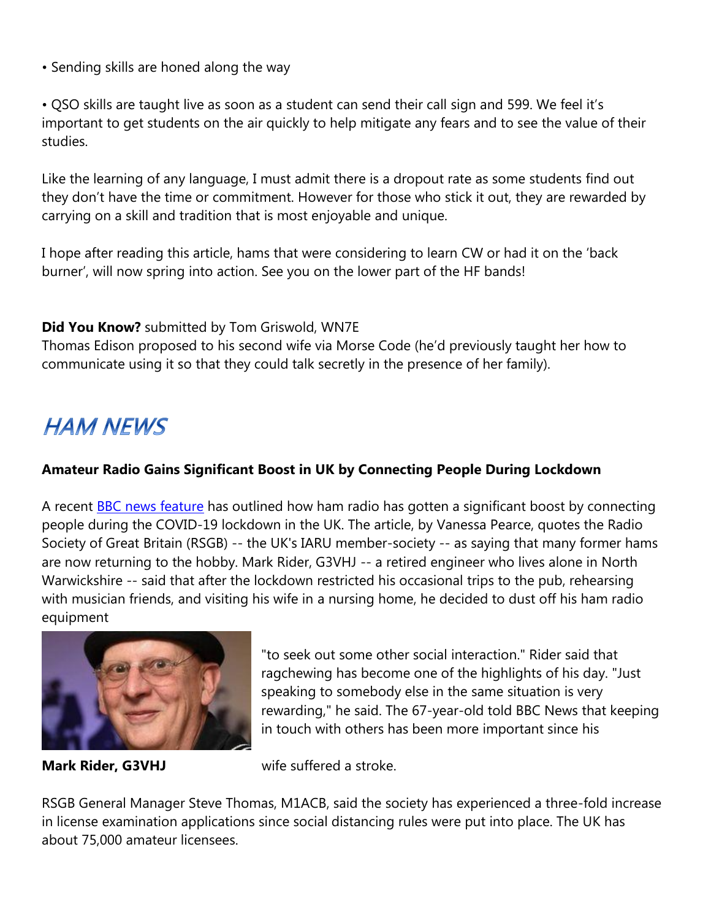• Sending skills are honed along the way

• QSO skills are taught live as soon as a student can send their call sign and 599. We feel it's important to get students on the air quickly to help mitigate any fears and to see the value of their studies.

Like the learning of any language, I must admit there is a dropout rate as some students find out they don't have the time or commitment. However for those who stick it out, they are rewarded by carrying on a skill and tradition that is most enjoyable and unique.

I hope after reading this article, hams that were considering to learn CW or had it on the 'back burner', will now spring into action. See you on the lower part of the HF bands!

**Did You Know?** submitted by Tom Griswold, WN7E
Thomas Edison proposed to his second wife via Morse Code (he'd previously taught her how to communicate using it so that they could talk secretly in the presence of her family).

## *HAM NEWS*

**Amateur Radio Gains Significant Boost in UK by Connecting People During Lockdown**

A recent BBC news feature has outlined how ham radio has gotten a significant boost by connecting people during the COVID-19 lockdown in the UK. The article, by Vanessa Pearce, quotes the Radio Society of Great Britain (RSGB) -- the UK's IARU member-society -- as saying that many former hams are now returning to the hobby. Mark Rider, G3VHJ -- a retired engineer who lives alone in North Warwickshire -- said that after the lockdown restricted his occasional trips to the pub, rehearsing with musician friends, and visiting his wife in a nursing home, he decided to dust off his ham radio equipment "to seek out some other social interaction." Rider said that ragchewing has become one of the highlights of his day. "Just speaking to somebody else in the same situation is very rewarding," he said. The 67-year-old told BBC News that keeping in touch with others has been more important since his wife suffered a stroke.

**Mark Rider, G3VHJ**

RSGB General Manager Steve Thomas, M1ACB, said the society has experienced a three-fold increase in license examination applications since social distancing rules were put into place. The UK has about 75,000 amateur licensees.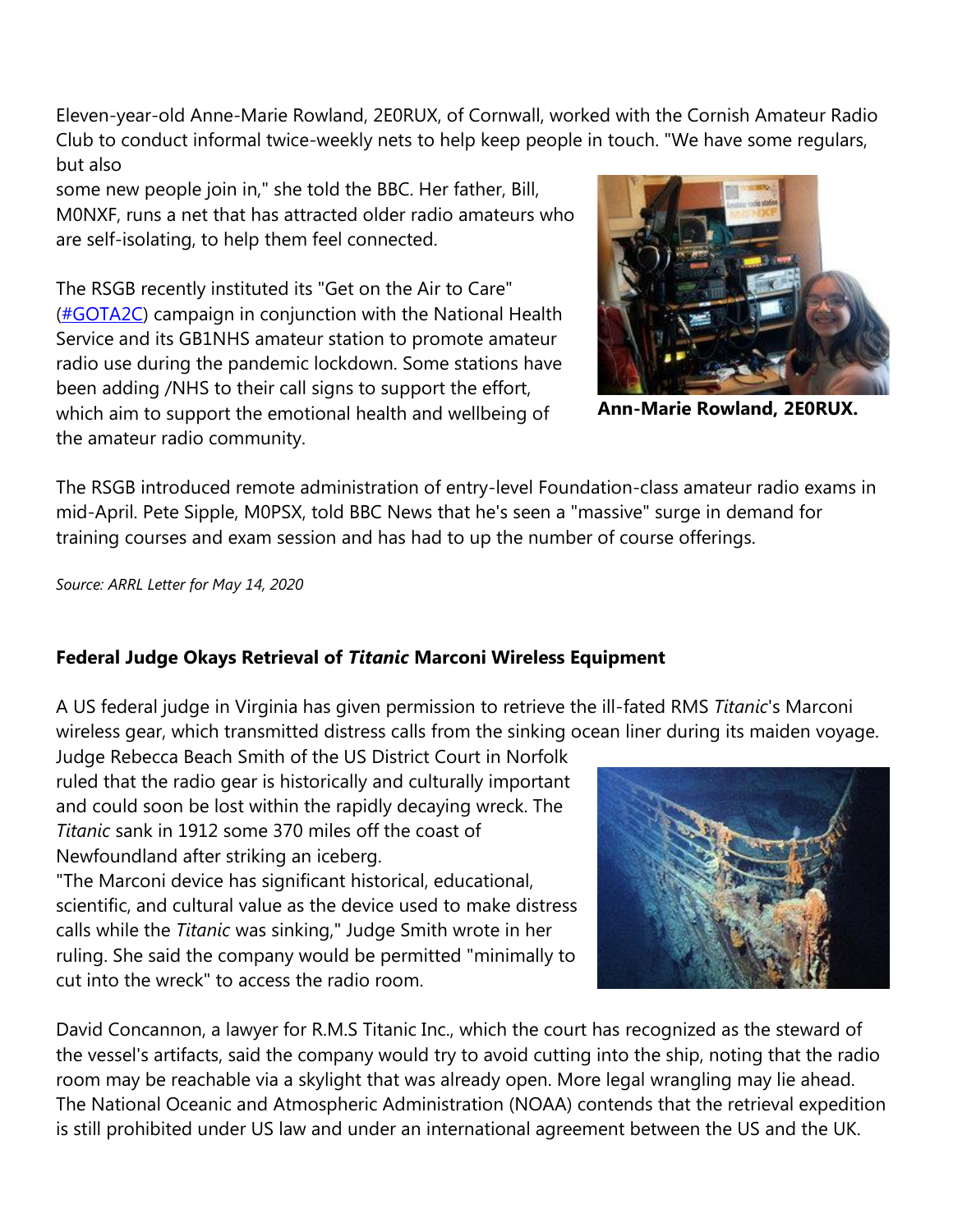Eleven-year-old Anne-Marie Rowland, 2E0RUX, of Cornwall, worked with the Cornish Amateur Radio Club to conduct informal twice-weekly nets to help keep people in touch. "We have some regulars, but also some new people join in," she told the BBC. Her father, Bill, M0NXF, runs a net that has attracted older radio amateurs who are self-isolating, to help them feel connected.

**Ann-Marie Rowland, 2E0RUX.**

The RSGB recently instituted its "Get on the Air to Care" (#GOTA2C) campaign in conjunction with the National Health Service and its GB1NHS amateur station to promote amateur radio use during the pandemic lockdown. Some stations have been adding /NHS to their call signs to support the effort, which aim to support the emotional health and wellbeing of the amateur radio community.

The RSGB introduced remote administration of entry-level Foundation-class amateur radio exams in mid-April. Pete Sipple, M0PSX, told BBC News that he's seen a "massive" surge in demand for training courses and exam session and has had to up the number of course offerings.

*Source: ARRL Letter for May 14, 2020*

### Federal Judge Okays Retrieval of *Titanic* Marconi Wireless Equipment

A US federal judge in Virginia has given permission to retrieve the ill-fated RMS *Titanic*'s Marconi wireless gear, which transmitted distress calls from the sinking ocean liner during its maiden voyage. Judge Rebecca Beach Smith of the US District Court in Norfolk ruled that the radio gear is historically and culturally important and could soon be lost within the rapidly decaying wreck. The *Titanic* sank in 1912 some 370 miles off the coast of Newfoundland after striking an iceberg.

"The Marconi device has significant historical, educational, scientific, and cultural value as the device used to make distress calls while the *Titanic* was sinking," Judge Smith wrote in her ruling. She said the company would be permitted "minimally to cut into the wreck" to access the radio room.

David Concannon, a lawyer for R.M.S Titanic Inc., which the court has recognized as the steward of the vessel's artifacts, said the company would try to avoid cutting into the ship, noting that the radio room may be reachable via a skylight that was already open. More legal wrangling may lie ahead. The National Oceanic and Atmospheric Administration (NOAA) contends that the retrieval expedition is still prohibited under US law and under an international agreement between the US and the UK.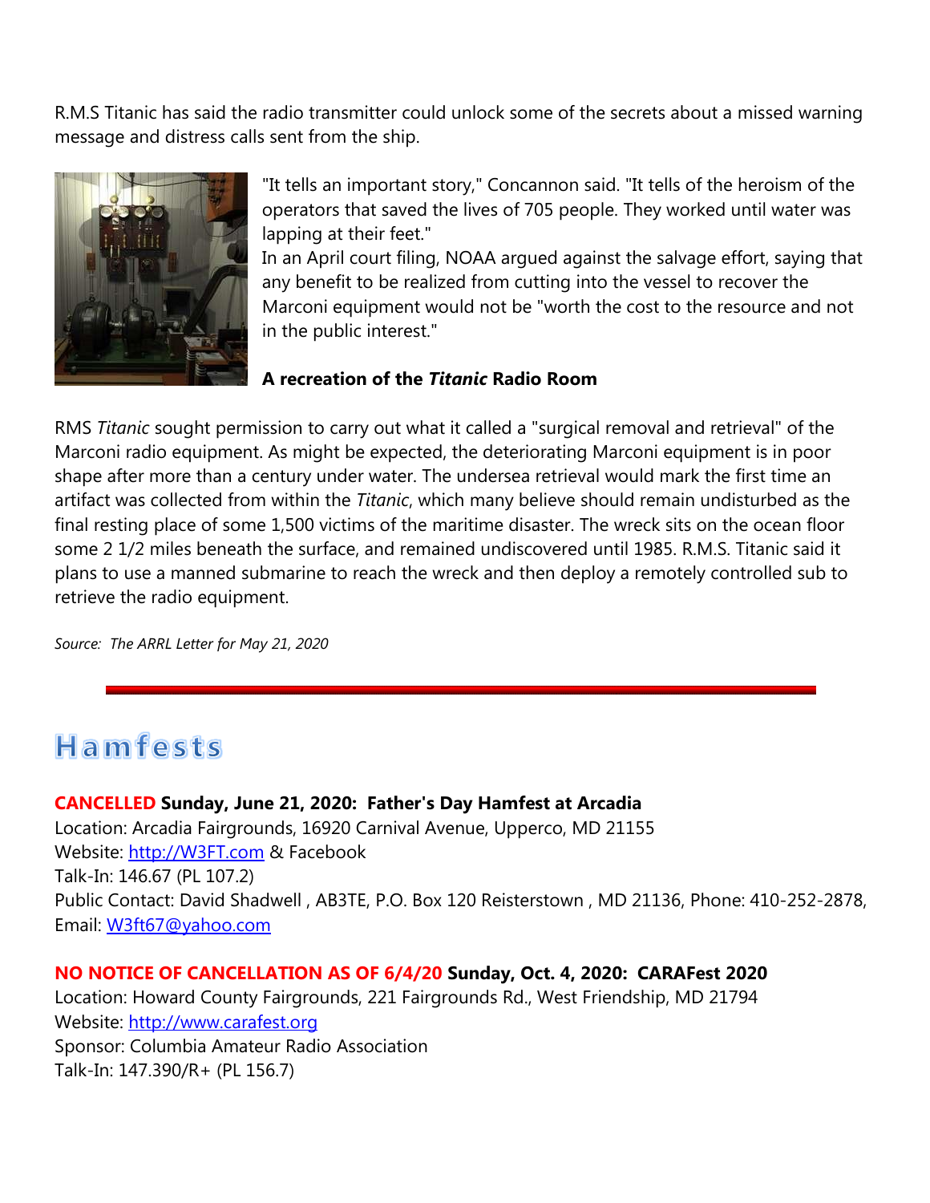R.M.S Titanic has said the radio transmitter could unlock some of the secrets about a missed warning message and distress calls sent from the ship.

"It tells an important story," Concannon said. "It tells of the heroism of the operators that saved the lives of 705 people. They worked until water was lapping at their feet."

In an April court filing, NOAA argued against the salvage effort, saying that any benefit to be realized from cutting into the vessel to recover the Marconi equipment would not be "worth the cost to the resource and not in the public interest."

**A recreation of the *Titanic* Radio Room**

RMS *Titanic* sought permission to carry out what it called a "surgical removal and retrieval" of the Marconi radio equipment. As might be expected, the deteriorating Marconi equipment is in poor shape after more than a century under water. The undersea retrieval would mark the first time an artifact was collected from within the *Titanic*, which many believe should remain undisturbed as the final resting place of some 1,500 victims of the maritime disaster. The wreck sits on the ocean floor some 2 1/2 miles beneath the surface, and remained undiscovered until 1985. R.M.S. Titanic said it plans to use a manned submarine to reach the wreck and then deploy a remotely controlled sub to retrieve the radio equipment.

*Source: The ARRL Letter for May 21, 2020*

---

## Hamfests

**CANCELLED Sunday, June 21, 2020: Father's Day Hamfest at Arcadia**
Location: Arcadia Fairgrounds, 16920 Carnival Avenue, Upperco, MD 21155
Website: http://W3FT.com & Facebook
Talk-In: 146.67 (PL 107.2)
Public Contact: David Shadwell , AB3TE, P.O. Box 120 Reisterstown , MD 21136, Phone: 410-252-2878, Email: W3ft67@yahoo.com

**NO NOTICE OF CANCELLATION AS OF 6/4/20 Sunday, Oct. 4, 2020: CARAFest 2020**
Location: Howard County Fairgrounds, 221 Fairgrounds Rd., West Friendship, MD 21794
Website: http://www.carafest.org
Sponsor: Columbia Amateur Radio Association
Talk-In: 147.390/R+ (PL 156.7)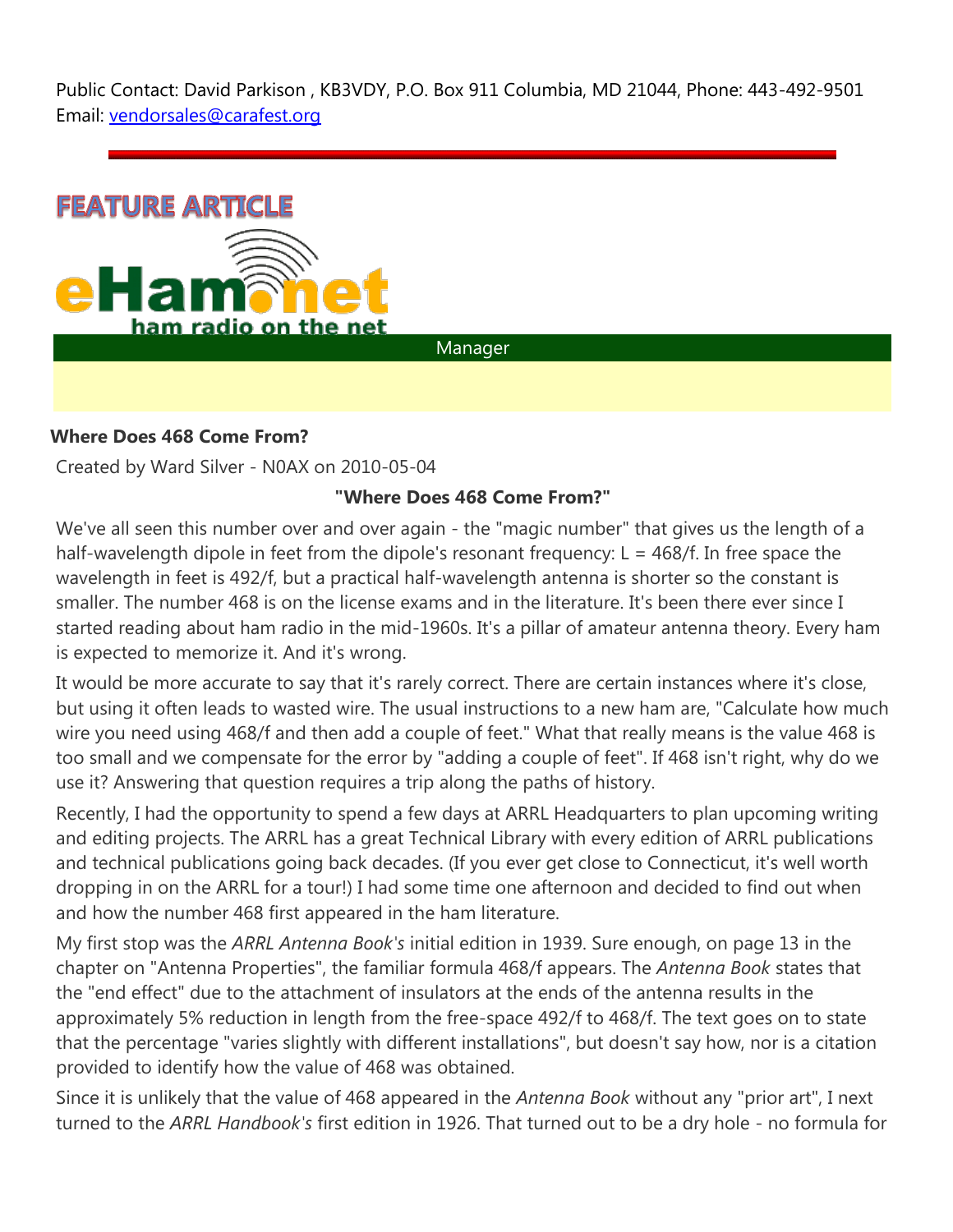Public Contact: David Parkison , KB3VDY, P.O. Box 911 Columbia, MD 21044, Phone: 443-492-9501
Email: vendorsales@carafest.org

---

## FEATURE ARTICLE

eHam.net ham radio on the net

Manager

### Where Does 468 Come From?

Created by Ward Silver - N0AX on 2010-05-04

**"Where Does 468 Come From?"**

We've all seen this number over and over again - the "magic number" that gives us the length of a half-wavelength dipole in feet from the dipole's resonant frequency: L = 468/f. In free space the wavelength in feet is 492/f, but a practical half-wavelength antenna is shorter so the constant is smaller. The number 468 is on the license exams and in the literature. It's been there ever since I started reading about ham radio in the mid-1960s. It's a pillar of amateur antenna theory. Every ham is expected to memorize it. And it's wrong.

It would be more accurate to say that it's rarely correct. There are certain instances where it's close, but using it often leads to wasted wire. The usual instructions to a new ham are, "Calculate how much wire you need using 468/f and then add a couple of feet." What that really means is the value 468 is too small and we compensate for the error by "adding a couple of feet". If 468 isn't right, why do we use it? Answering that question requires a trip along the paths of history.

Recently, I had the opportunity to spend a few days at ARRL Headquarters to plan upcoming writing and editing projects. The ARRL has a great Technical Library with every edition of ARRL publications and technical publications going back decades. (If you ever get close to Connecticut, it's well worth dropping in on the ARRL for a tour!) I had some time one afternoon and decided to find out when and how the number 468 first appeared in the ham literature.

My first stop was the *ARRL Antenna Book's* initial edition in 1939. Sure enough, on page 13 in the chapter on "Antenna Properties", the familiar formula 468/f appears. The *Antenna Book* states that the "end effect" due to the attachment of insulators at the ends of the antenna results in the approximately 5% reduction in length from the free-space 492/f to 468/f. The text goes on to state that the percentage "varies slightly with different installations", but doesn't say how, nor is a citation provided to identify how the value of 468 was obtained.

Since it is unlikely that the value of 468 appeared in the *Antenna Book* without any "prior art", I next turned to the *ARRL Handbook's* first edition in 1926. That turned out to be a dry hole - no formula for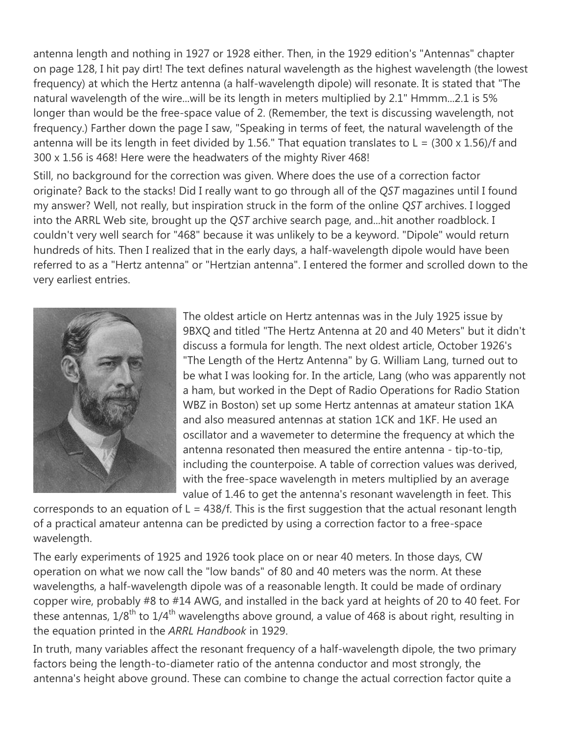antenna length and nothing in 1927 or 1928 either. Then, in the 1929 edition's "Antennas" chapter on page 128, I hit pay dirt! The text defines natural wavelength as the highest wavelength (the lowest frequency) at which the Hertz antenna (a half-wavelength dipole) will resonate. It is stated that "The natural wavelength of the wire...will be its length in meters multiplied by 2.1" Hmmm...2.1 is 5% longer than would be the free-space value of 2. (Remember, the text is discussing wavelength, not frequency.) Farther down the page I saw, "Speaking in terms of feet, the natural wavelength of the antenna will be its length in feet divided by 1.56." That equation translates to $L = (300 \times 1.56)/f$ and $300 \times 1.56$ is 468! Here were the headwaters of the mighty River 468!

Still, no background for the correction was given. Where does the use of a correction factor originate? Back to the stacks! Did I really want to go through all of the *QST* magazines until I found my answer? Well, not really, but inspiration struck in the form of the online *QST* archives. I logged into the ARRL Web site, brought up the *QST* archive search page, and...hit another roadblock. I couldn't very well search for "468" because it was unlikely to be a keyword. "Dipole" would return hundreds of hits. Then I realized that in the early days, a half-wavelength dipole would have been referred to as a "Hertz antenna" or "Hertzian antenna". I entered the former and scrolled down to the very earliest entries.

The oldest article on Hertz antennas was in the July 1925 issue by 9BXQ and titled "The Hertz Antenna at 20 and 40 Meters" but it didn't discuss a formula for length. The next oldest article, October 1926's "The Length of the Hertz Antenna" by G. William Lang, turned out to be what I was looking for. In the article, Lang (who was apparently not a ham, but worked in the Dept of Radio Operations for Radio Station WBZ in Boston) set up some Hertz antennas at amateur station 1KA and also measured antennas at station 1CK and 1KF. He used an oscillator and a wavemeter to determine the frequency at which the antenna resonated then measured the entire antenna - tip-to-tip, including the counterpoise. A table of correction values was derived, with the free-space wavelength in meters multiplied by an average value of 1.46 to get the antenna's resonant wavelength in feet. This corresponds to an equation of $L = 438/f$. This is the first suggestion that the actual resonant length of a practical amateur antenna can be predicted by using a correction factor to a free-space wavelength.

The early experiments of 1925 and 1926 took place on or near 40 meters. In those days, CW operation on what we now call the "low bands" of 80 and 40 meters was the norm. At these wavelengths, a half-wavelength dipole was of a reasonable length. It could be made of ordinary copper wire, probably #8 to #14 AWG, and installed in the back yard at heights of 20 to 40 feet. For these antennas, $1/8^{th}$ to $1/4^{th}$ wavelengths above ground, a value of 468 is about right, resulting in the equation printed in the *ARRL Handbook* in 1929.

In truth, many variables affect the resonant frequency of a half-wavelength dipole, the two primary factors being the length-to-diameter ratio of the antenna conductor and most strongly, the antenna's height above ground. These can combine to change the actual correction factor quite a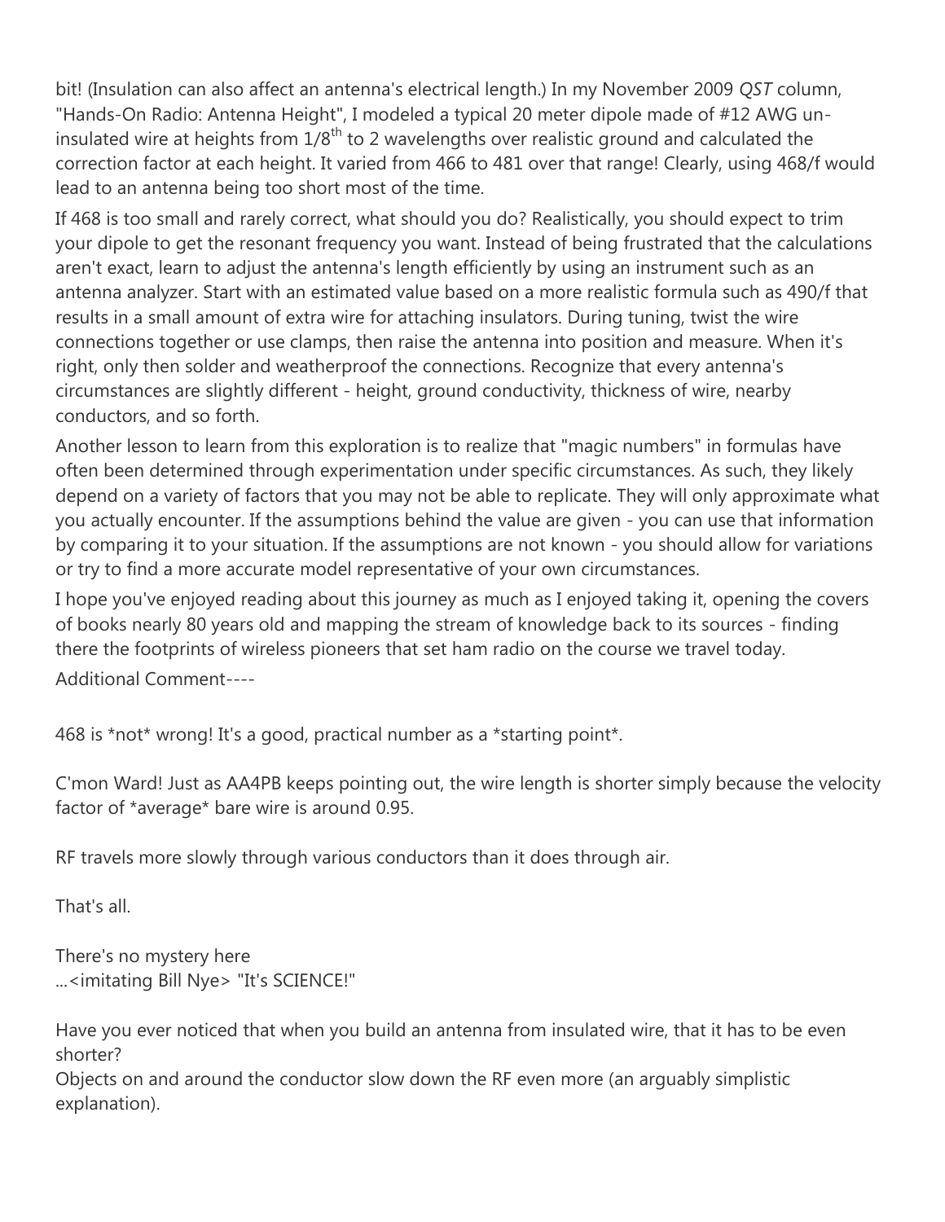bit! (Insulation can also affect an antenna's electrical length.) In my November 2009 *QST* column, "Hands-On Radio: Antenna Height", I modeled a typical 20 meter dipole made of #12 AWG un-insulated wire at heights from 1/8th to 2 wavelengths over realistic ground and calculated the correction factor at each height. It varied from 466 to 481 over that range! Clearly, using 468/f would lead to an antenna being too short most of the time.

If 468 is too small and rarely correct, what should you do? Realistically, you should expect to trim your dipole to get the resonant frequency you want. Instead of being frustrated that the calculations aren't exact, learn to adjust the antenna's length efficiently by using an instrument such as an antenna analyzer. Start with an estimated value based on a more realistic formula such as 490/f that results in a small amount of extra wire for attaching insulators. During tuning, twist the wire connections together or use clamps, then raise the antenna into position and measure. When it's right, only then solder and weatherproof the connections. Recognize that every antenna's circumstances are slightly different - height, ground conductivity, thickness of wire, nearby conductors, and so forth.

Another lesson to learn from this exploration is to realize that "magic numbers" in formulas have often been determined through experimentation under specific circumstances. As such, they likely depend on a variety of factors that you may not be able to replicate. They will only approximate what you actually encounter. If the assumptions behind the value are given - you can use that information by comparing it to your situation. If the assumptions are not known - you should allow for variations or try to find a more accurate model representative of your own circumstances.

I hope you've enjoyed reading about this journey as much as I enjoyed taking it, opening the covers of books nearly 80 years old and mapping the stream of knowledge back to its sources - finding there the footprints of wireless pioneers that set ham radio on the course we travel today.

Additional Comment----

468 is *not* wrong! It's a good, practical number as a *starting point*.

C'mon Ward! Just as AA4PB keeps pointing out, the wire length is shorter simply because the velocity factor of *average* bare wire is around 0.95.

RF travels more slowly through various conductors than it does through air.

That's all.

There's no mystery here
...<imitating Bill Nye> "It's SCIENCE!"

Have you ever noticed that when you build an antenna from insulated wire, that it has to be even shorter?
Objects on and around the conductor slow down the RF even more (an arguably simplistic explanation).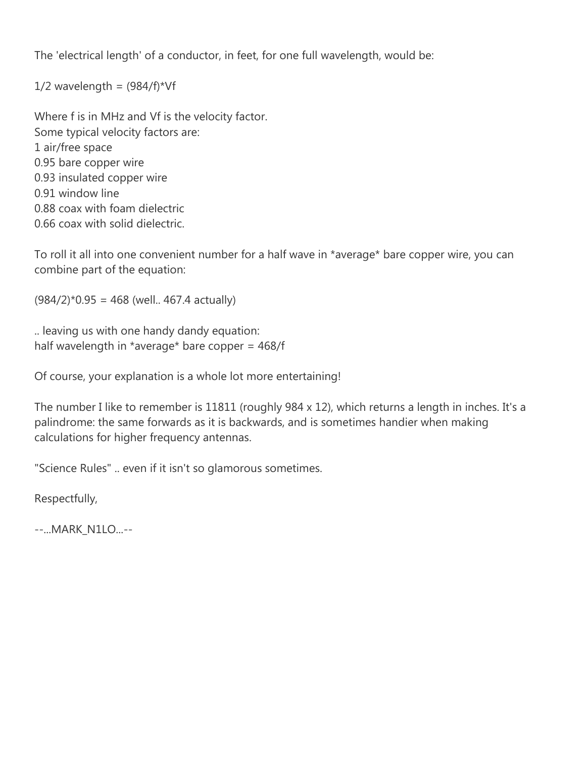The 'electrical length' of a conductor, in feet, for one full wavelength, would be:

$1/2$ wavelength = $(984/f)*Vf$

Where f is in MHz and Vf is the velocity factor.
Some typical velocity factors are:
1 air/free space
0.95 bare copper wire
0.93 insulated copper wire
0.91 window line
0.88 coax with foam dielectric
0.66 coax with solid dielectric.

To roll it all into one convenient number for a half wave in *average* bare copper wire, you can combine part of the equation:

$(984/2)*0.95 = 468$ (well.. 467.4 actually)

.. leaving us with one handy dandy equation:
half wavelength in *average* bare copper = $468/f$

Of course, your explanation is a whole lot more entertaining!

The number I like to remember is 11811 (roughly 984 x 12), which returns a length in inches. It's a palindrome: the same forwards as it is backwards, and is sometimes handier when making calculations for higher frequency antennas.

"Science Rules" .. even if it isn't so glamorous sometimes.

Respectfully,

--...MARK_N1LO...--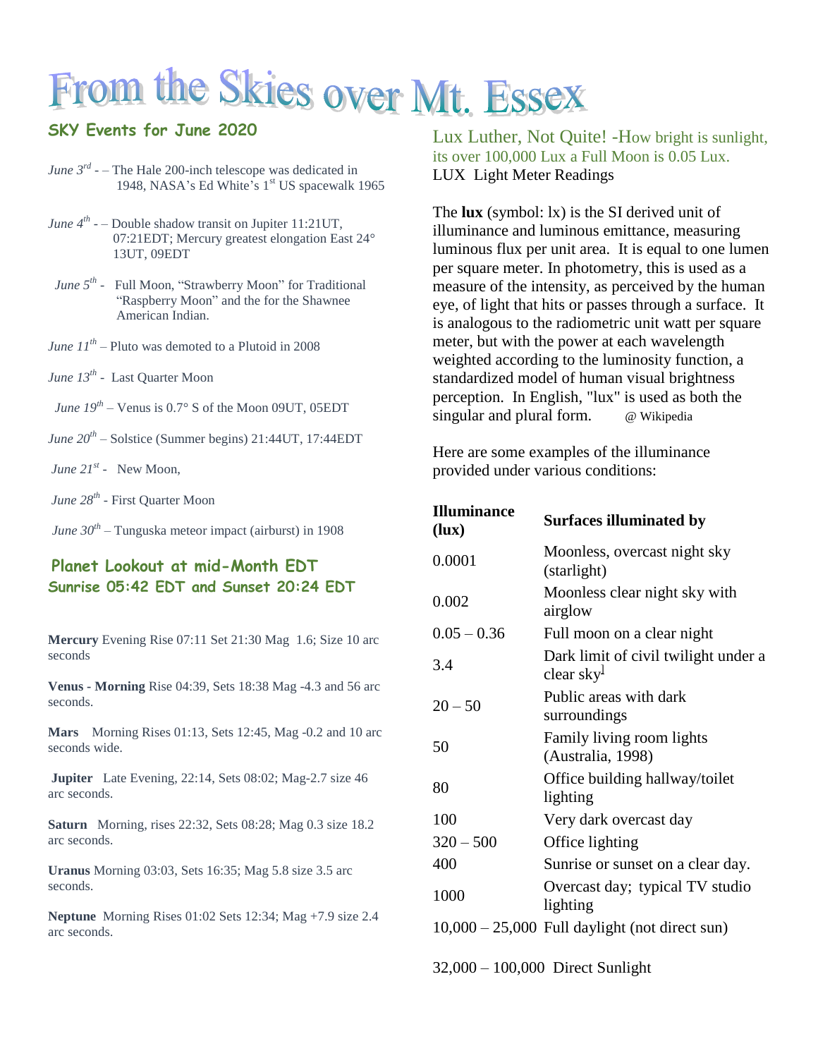# From the Skies over Mt. Essex

## SKY Events for June 2020

*June 3rd* - – The Hale 200-inch telescope was dedicated in 1948, NASA's Ed White's 1st US spacewalk 1965

*June 4th* - – Double shadow transit on Jupiter 11:21UT, 07:21EDT; Mercury greatest elongation East 24° 13UT, 09EDT

*June 5th* - Full Moon, "Strawberry Moon" for Traditional "Raspberry Moon" and the for the Shawnee American Indian.

*June 11th* – Pluto was demoted to a Plutoid in 2008

*June 13th* - Last Quarter Moon

*June 19th* – Venus is 0.7° S of the Moon 09UT, 05EDT

*June 20th* – Solstice (Summer begins) 21:44UT, 17:44EDT

*June 21st* - New Moon,

*June 28th* - First Quarter Moon

*June 30th* – Tunguska meteor impact (airburst) in 1908

## Planet Lookout at mid-Month EDT
### Sunrise 05:42 EDT and Sunset 20:24 EDT

**Mercury** Evening Rise 07:11 Set 21:30 Mag 1.6; Size 10 arc seconds

**Venus - Morning** Rise 04:39, Sets 18:38 Mag -4.3 and 56 arc seconds.

**Mars** Morning Rises 01:13, Sets 12:45, Mag -0.2 and 10 arc seconds wide.

**Jupiter** Late Evening, 22:14, Sets 08:02; Mag-2.7 size 46 arc seconds.

**Saturn** Morning, rises 22:32, Sets 08:28; Mag 0.3 size 18.2 arc seconds.

**Uranus** Morning 03:03, Sets 16:35; Mag 5.8 size 3.5 arc seconds.

**Neptune** Morning Rises 01:02 Sets 12:34; Mag +7.9 size 2.4 arc seconds.

## Lux Luther, Not Quite! -How bright is sunlight, its over 100,000 Lux a Full Moon is 0.05 Lux.

LUX Light Meter Readings

The **lux** (symbol: lx) is the SI derived unit of illuminance and luminous emittance, measuring luminous flux per unit area. It is equal to one lumen per square meter. In photometry, this is used as a measure of the intensity, as perceived by the human eye, of light that hits or passes through a surface. It is analogous to the radiometric unit watt per square meter, but with the power at each wavelength weighted according to the luminosity function, a standardized model of human visual brightness perception. In English, "lux" is used as both the singular and plural form. @ Wikipedia

Here are some examples of the illuminance provided under various conditions:

| Illuminance (lux) | Surfaces illuminated by |
|---|---|
| 0.0001 | Moonless, overcast night sky (starlight) |
| 0.002 | Moonless clear night sky with airglow |
| 0.05 – 0.36 | Full moon on a clear night |
| 3.4 | Dark limit of civil twilight under a clear sky[1] |
| 20 – 50 | Public areas with dark surroundings |
| 50 | Family living room lights (Australia, 1998) |
| 80 | Office building hallway/toilet lighting |
| 100 | Very dark overcast day |
| 320 – 500 | Office lighting |
| 400 | Sunrise or sunset on a clear day. |
| 1000 | Overcast day; typical TV studio lighting |
| 10,000 – 25,000 | Full daylight (not direct sun) |
| 32,000 – 100,000 | Direct Sunlight |